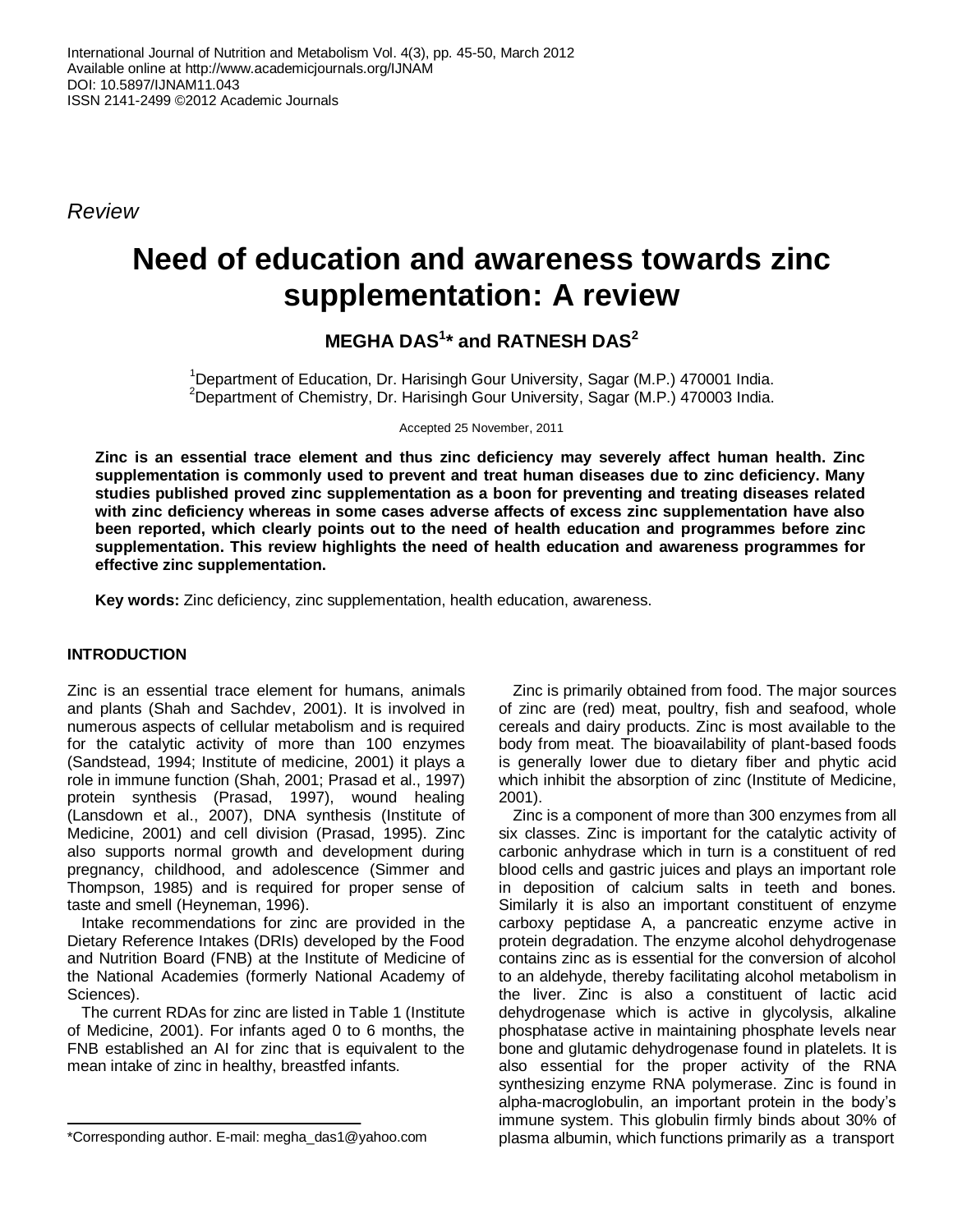*Review*

# Need of education and awareness towards zinc supplementation: A review

**MEGHA DAS[1]* and RATNESH DAS[2]**

[1]Department of Education, Dr. Harisingh Gour University, Sagar (M.P.) 470001 India.
[2]Department of Chemistry, Dr. Harisingh Gour University, Sagar (M.P.) 470003 India.

Accepted 25 November, 2011

**Zinc is an essential trace element and thus zinc deficiency may severely affect human health. Zinc supplementation is commonly used to prevent and treat human diseases due to zinc deficiency. Many studies published proved zinc supplementation as a boon for preventing and treating diseases related with zinc deficiency whereas in some cases adverse affects of excess zinc supplementation have also been reported, which clearly points out to the need of health education and programmes before zinc supplementation. This review highlights the need of health education and awareness programmes for effective zinc supplementation.**

**Key words:** Zinc deficiency, zinc supplementation, health education, awareness.

## INTRODUCTION

Zinc is an essential trace element for humans, animals and plants (Shah and Sachdev, 2001). It is involved in numerous aspects of cellular metabolism and is required for the catalytic activity of more than 100 enzymes (Sandstead, 1994; Institute of medicine, 2001) it plays a role in immune function (Shah, 2001; Prasad et al., 1997) protein synthesis (Prasad, 1997), wound healing (Lansdown et al., 2007), DNA synthesis (Institute of Medicine, 2001) and cell division (Prasad, 1995). Zinc also supports normal growth and development during pregnancy, childhood, and adolescence (Simmer and Thompson, 1985) and is required for proper sense of taste and smell (Heyneman, 1996).

Intake recommendations for zinc are provided in the Dietary Reference Intakes (DRIs) developed by the Food and Nutrition Board (FNB) at the Institute of Medicine of the National Academies (formerly National Academy of Sciences).

The current RDAs for zinc are listed in Table 1 (Institute of Medicine, 2001). For infants aged 0 to 6 months, the FNB established an AI for zinc that is equivalent to the mean intake of zinc in healthy, breastfed infants.

Zinc is primarily obtained from food. The major sources of zinc are (red) meat, poultry, fish and seafood, whole cereals and dairy products. Zinc is most available to the body from meat. The bioavailability of plant-based foods is generally lower due to dietary fiber and phytic acid which inhibit the absorption of zinc (Institute of Medicine, 2001).

Zinc is a component of more than 300 enzymes from all six classes. Zinc is important for the catalytic activity of carbonic anhydrase which in turn is a constituent of red blood cells and gastric juices and plays an important role in deposition of calcium salts in teeth and bones. Similarly it is also an important constituent of enzyme carboxy peptidase A, a pancreatic enzyme active in protein degradation. The enzyme alcohol dehydrogenase contains zinc as is essential for the conversion of alcohol to an aldehyde, thereby facilitating alcohol metabolism in the liver. Zinc is also a constituent of lactic acid dehydrogenase which is active in glycolysis, alkaline phosphatase active in maintaining phosphate levels near bone and glutamic dehydrogenase found in platelets. It is also essential for the proper activity of the RNA synthesizing enzyme RNA polymerase. Zinc is found in alpha-macroglobulin, an important protein in the body's immune system. This globulin firmly binds about 30% of plasma albumin, which functions primarily as a transport

*Corresponding author. E-mail: megha_das1@yahoo.com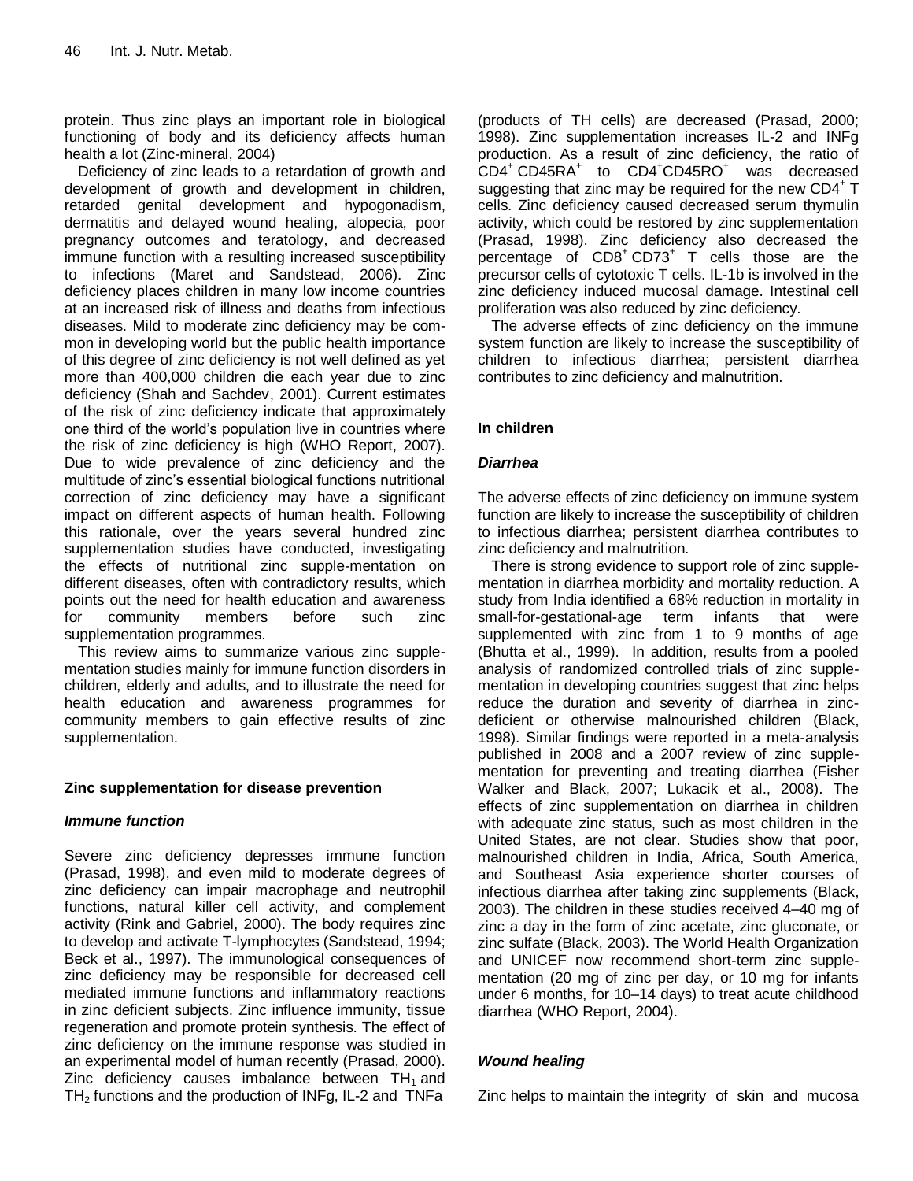protein. Thus zinc plays an important role in biological functioning of body and its deficiency affects human health a lot (Zinc-mineral, 2004)

Deficiency of zinc leads to a retardation of growth and development of growth and development in children, retarded genital development and hypogonadism, dermatitis and delayed wound healing, alopecia, poor pregnancy outcomes and teratology, and decreased immune function with a resulting increased susceptibility to infections (Maret and Sandstead, 2006). Zinc deficiency places children in many low income countries at an increased risk of illness and deaths from infectious diseases. Mild to moderate zinc deficiency may be common in developing world but the public health importance of this degree of zinc deficiency is not well defined as yet more than 400,000 children die each year due to zinc deficiency (Shah and Sachdev, 2001). Current estimates of the risk of zinc deficiency indicate that approximately one third of the world's population live in countries where the risk of zinc deficiency is high (WHO Report, 2007). Due to wide prevalence of zinc deficiency and the multitude of zinc's essential biological functions nutritional correction of zinc deficiency may have a significant impact on different aspects of human health. Following this rationale, over the years several hundred zinc supplementation studies have conducted, investigating the effects of nutritional zinc supple-mentation on different diseases, often with contradictory results, which points out the need for health education and awareness for community members before such zinc supplementation programmes.

This review aims to summarize various zinc supplementation studies mainly for immune function disorders in children, elderly and adults, and to illustrate the need for health education and awareness programmes for community members to gain effective results of zinc supplementation.

## Zinc supplementation for disease prevention

### *Immune function*

Severe zinc deficiency depresses immune function (Prasad, 1998), and even mild to moderate degrees of zinc deficiency can impair macrophage and neutrophil functions, natural killer cell activity, and complement activity (Rink and Gabriel, 2000). The body requires zinc to develop and activate T-lymphocytes (Sandstead, 1994; Beck et al., 1997). The immunological consequences of zinc deficiency may be responsible for decreased cell mediated immune functions and inflammatory reactions in zinc deficient subjects. Zinc influence immunity, tissue regeneration and promote protein synthesis. The effect of zinc deficiency on the immune response was studied in an experimental model of human recently (Prasad, 2000). Zinc deficiency causes imbalance between $TH_1$ and $TH_2$ functions and the production of INFg, IL-2 and TNFa (products of TH cells) are decreased (Prasad, 2000; 1998). Zinc supplementation increases IL-2 and INFg production. As a result of zinc deficiency, the ratio of $CD4^+$ $CD45RA^+$ to $CD4^+CD45RO^+$ was decreased suggesting that zinc may be required for the new $CD4^+$ T cells. Zinc deficiency caused decreased serum thymulin activity, which could be restored by zinc supplementation (Prasad, 1998). Zinc deficiency also decreased the percentage of $CD8^+$ $CD73^+$ T cells those are the precursor cells of cytotoxic T cells. IL-1b is involved in the zinc deficiency induced mucosal damage. Intestinal cell proliferation was also reduced by zinc deficiency.

The adverse effects of zinc deficiency on the immune system function are likely to increase the susceptibility of children to infectious diarrhea; persistent diarrhea contributes to zinc deficiency and malnutrition.

## In children

### *Diarrhea*

The adverse effects of zinc deficiency on immune system function are likely to increase the susceptibility of children to infectious diarrhea; persistent diarrhea contributes to zinc deficiency and malnutrition.

There is strong evidence to support role of zinc supplementation in diarrhea morbidity and mortality reduction. A study from India identified a 68% reduction in mortality in small-for-gestational-age term infants that were supplemented with zinc from 1 to 9 months of age (Bhutta et al., 1999). In addition, results from a pooled analysis of randomized controlled trials of zinc supplementation in developing countries suggest that zinc helps reduce the duration and severity of diarrhea in zinc-deficient or otherwise malnourished children (Black, 1998). Similar findings were reported in a meta-analysis published in 2008 and a 2007 review of zinc supplementation for preventing and treating diarrhea (Fisher Walker and Black, 2007; Lukacik et al., 2008). The effects of zinc supplementation on diarrhea in children with adequate zinc status, such as most children in the United States, are not clear. Studies show that poor, malnourished children in India, Africa, South America, and Southeast Asia experience shorter courses of infectious diarrhea after taking zinc supplements (Black, 2003). The children in these studies received 4–40 mg of zinc a day in the form of zinc acetate, zinc gluconate, or zinc sulfate (Black, 2003). The World Health Organization and UNICEF now recommend short-term zinc supplementation (20 mg of zinc per day, or 10 mg for infants under 6 months, for 10–14 days) to treat acute childhood diarrhea (WHO Report, 2004).

### *Wound healing*

Zinc helps to maintain the integrity of skin and mucosa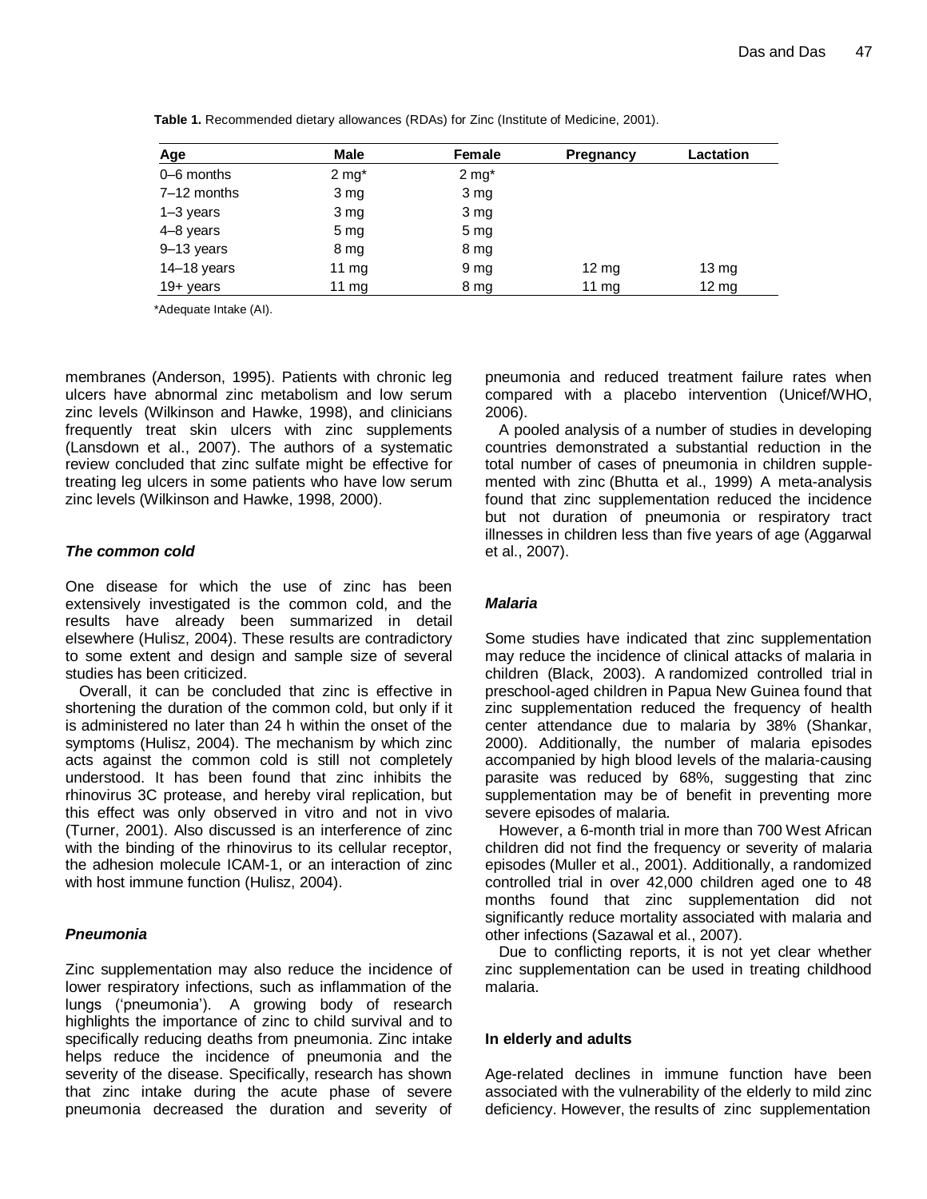**Table 1.** Recommended dietary allowances (RDAs) for Zinc (Institute of Medicine, 2001).

| Age | Male | Female | Pregnancy | Lactation |
|---|---|---|---|---|
| 0–6 months | 2 mg* | 2 mg* | | |
| 7–12 months | 3 mg | 3 mg | | |
| 1–3 years | 3 mg | 3 mg | | |
| 4–8 years | 5 mg | 5 mg | | |
| 9–13 years | 8 mg | 8 mg | | |
| 14–18 years | 11 mg | 9 mg | 12 mg | 13 mg |
| 19+ years | 11 mg | 8 mg | 11 mg | 12 mg |

*Adequate Intake (AI).

membranes (Anderson, 1995). Patients with chronic leg ulcers have abnormal zinc metabolism and low serum zinc levels (Wilkinson and Hawke, 1998), and clinicians frequently treat skin ulcers with zinc supplements (Lansdown et al., 2007). The authors of a systematic review concluded that zinc sulfate might be effective for treating leg ulcers in some patients who have low serum zinc levels (Wilkinson and Hawke, 1998, 2000).

### *The common cold*

One disease for which the use of zinc has been extensively investigated is the common cold, and the results have already been summarized in detail elsewhere (Hulisz, 2004). These results are contradictory to some extent and design and sample size of several studies has been criticized.

Overall, it can be concluded that zinc is effective in shortening the duration of the common cold, but only if it is administered no later than 24 h within the onset of the symptoms (Hulisz, 2004). The mechanism by which zinc acts against the common cold is still not completely understood. It has been found that zinc inhibits the rhinovirus 3C protease, and hereby viral replication, but this effect was only observed in vitro and not in vivo (Turner, 2001). Also discussed is an interference of zinc with the binding of the rhinovirus to its cellular receptor, the adhesion molecule ICAM-1, or an interaction of zinc with host immune function (Hulisz, 2004).

### *Pneumonia*

Zinc supplementation may also reduce the incidence of lower respiratory infections, such as inflammation of the lungs ('pneumonia'). A growing body of research highlights the importance of zinc to child survival and to specifically reducing deaths from pneumonia. Zinc intake helps reduce the incidence of pneumonia and the severity of the disease. Specifically, research has shown that zinc intake during the acute phase of severe pneumonia decreased the duration and severity of pneumonia and reduced treatment failure rates when compared with a placebo intervention (Unicef/WHO, 2006).

A pooled analysis of a number of studies in developing countries demonstrated a substantial reduction in the total number of cases of pneumonia in children supplemented with zinc (Bhutta et al., 1999) A meta-analysis found that zinc supplementation reduced the incidence but not duration of pneumonia or respiratory tract illnesses in children less than five years of age (Aggarwal et al., 2007).

### *Malaria*

Some studies have indicated that zinc supplementation may reduce the incidence of clinical attacks of malaria in children (Black, 2003). A randomized controlled trial in preschool-aged children in Papua New Guinea found that zinc supplementation reduced the frequency of health center attendance due to malaria by 38% (Shankar, 2000). Additionally, the number of malaria episodes accompanied by high blood levels of the malaria-causing parasite was reduced by 68%, suggesting that zinc supplementation may be of benefit in preventing more severe episodes of malaria.

However, a 6-month trial in more than 700 West African children did not find the frequency or severity of malaria episodes (Muller et al., 2001). Additionally, a randomized controlled trial in over 42,000 children aged one to 48 months found that zinc supplementation did not significantly reduce mortality associated with malaria and other infections (Sazawal et al., 2007).

Due to conflicting reports, it is not yet clear whether zinc supplementation can be used in treating childhood malaria.

### **In elderly and adults**

Age-related declines in immune function have been associated with the vulnerability of the elderly to mild zinc deficiency. However, the results of zinc supplementation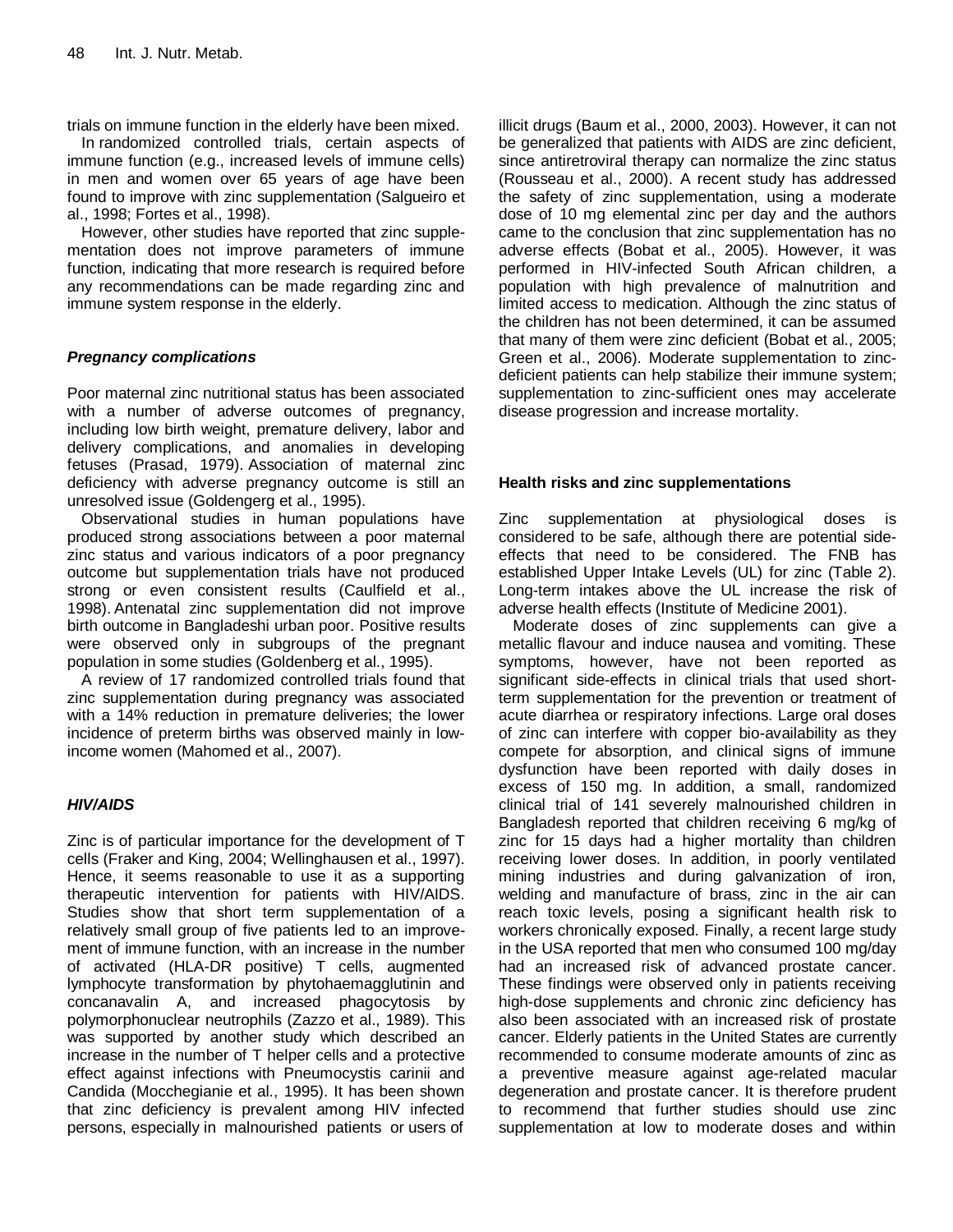trials on immune function in the elderly have been mixed.

In randomized controlled trials, certain aspects of immune function (e.g., increased levels of immune cells) in men and women over 65 years of age have been found to improve with zinc supplementation (Salgueiro et al., 1998; Fortes et al., 1998).

However, other studies have reported that zinc supplementation does not improve parameters of immune function, indicating that more research is required before any recommendations can be made regarding zinc and immune system response in the elderly.

### *Pregnancy complications*

Poor maternal zinc nutritional status has been associated with a number of adverse outcomes of pregnancy, including low birth weight, premature delivery, labor and delivery complications, and anomalies in developing fetuses (Prasad, 1979). Association of maternal zinc deficiency with adverse pregnancy outcome is still an unresolved issue (Goldengerg et al., 1995).

Observational studies in human populations have produced strong associations between a poor maternal zinc status and various indicators of a poor pregnancy outcome but supplementation trials have not produced strong or even consistent results (Caulfield et al., 1998). Antenatal zinc supplementation did not improve birth outcome in Bangladeshi urban poor. Positive results were observed only in subgroups of the pregnant population in some studies (Goldenberg et al., 1995).

A review of 17 randomized controlled trials found that zinc supplementation during pregnancy was associated with a 14% reduction in premature deliveries; the lower incidence of preterm births was observed mainly in low-income women (Mahomed et al., 2007).

### *HIV/AIDS*

Zinc is of particular importance for the development of T cells (Fraker and King, 2004; Wellinghausen et al., 1997). Hence, it seems reasonable to use it as a supporting therapeutic intervention for patients with HIV/AIDS. Studies show that short term supplementation of a relatively small group of five patients led to an improvement of immune function, with an increase in the number of activated (HLA-DR positive) T cells, augmented lymphocyte transformation by phytohaemagglutinin and concanavalin A, and increased phagocytosis by polymorphonuclear neutrophils (Zazzo et al., 1989). This was supported by another study which described an increase in the number of T helper cells and a protective effect against infections with Pneumocystis carinii and Candida (Mocchegianie et al., 1995). It has been shown that zinc deficiency is prevalent among HIV infected persons, especially in malnourished patients or users of illicit drugs (Baum et al., 2000, 2003). However, it can not be generalized that patients with AIDS are zinc deficient, since antiretroviral therapy can normalize the zinc status (Rousseau et al., 2000). A recent study has addressed the safety of zinc supplementation, using a moderate dose of 10 mg elemental zinc per day and the authors came to the conclusion that zinc supplementation has no adverse effects (Bobat et al., 2005). However, it was performed in HIV-infected South African children, a population with high prevalence of malnutrition and limited access to medication. Although the zinc status of the children has not been determined, it can be assumed that many of them were zinc deficient (Bobat et al., 2005; Green et al., 2006). Moderate supplementation to zinc-deficient patients can help stabilize their immune system; supplementation to zinc-sufficient ones may accelerate disease progression and increase mortality.

## Health risks and zinc supplementations

Zinc supplementation at physiological doses is considered to be safe, although there are potential side-effects that need to be considered. The FNB has established Upper Intake Levels (UL) for zinc (Table 2). Long-term intakes above the UL increase the risk of adverse health effects (Institute of Medicine 2001).

Moderate doses of zinc supplements can give a metallic flavour and induce nausea and vomiting. These symptoms, however, have not been reported as significant side-effects in clinical trials that used short-term supplementation for the prevention or treatment of acute diarrhea or respiratory infections. Large oral doses of zinc can interfere with copper bio-availability as they compete for absorption, and clinical signs of immune dysfunction have been reported with daily doses in excess of 150 mg. In addition, a small, randomized clinical trial of 141 severely malnourished children in Bangladesh reported that children receiving 6 mg/kg of zinc for 15 days had a higher mortality than children receiving lower doses. In addition, in poorly ventilated mining industries and during galvanization of iron, welding and manufacture of brass, zinc in the air can reach toxic levels, posing a significant health risk to workers chronically exposed. Finally, a recent large study in the USA reported that men who consumed 100 mg/day had an increased risk of advanced prostate cancer. These findings were observed only in patients receiving high-dose supplements and chronic zinc deficiency has also been associated with an increased risk of prostate cancer. Elderly patients in the United States are currently recommended to consume moderate amounts of zinc as a preventive measure against age-related macular degeneration and prostate cancer. It is therefore prudent to recommend that further studies should use zinc supplementation at low to moderate doses and within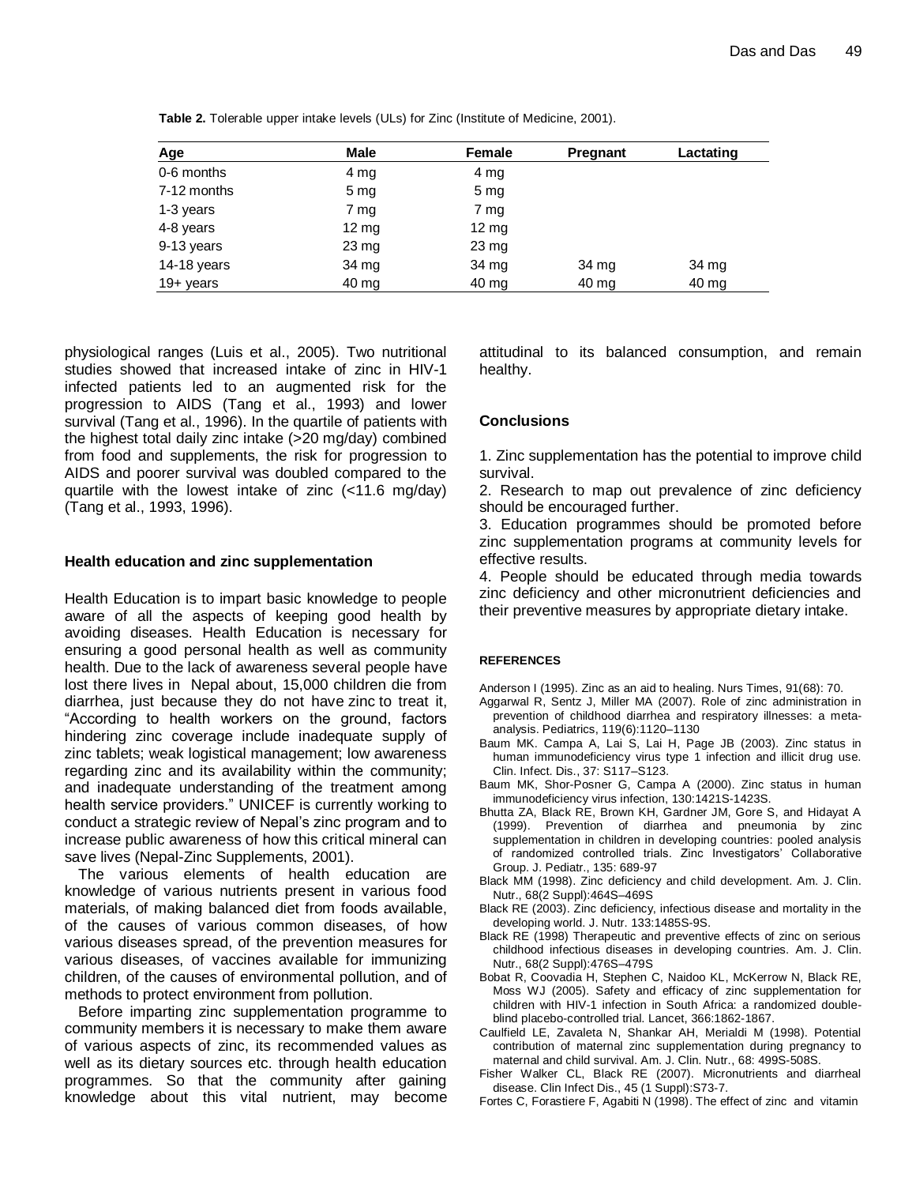**Table 2.** Tolerable upper intake levels (ULs) for Zinc (Institute of Medicine, 2001).

| Age | Male | Female | Pregnant | Lactating |
|---|---|---|---|---|
| 0-6 months | 4 mg | 4 mg | | |
| 7-12 months | 5 mg | 5 mg | | |
| 1-3 years | 7 mg | 7 mg | | |
| 4-8 years | 12 mg | 12 mg | | |
| 9-13 years | 23 mg | 23 mg | | |
| 14-18 years | 34 mg | 34 mg | 34 mg | 34 mg |
| 19+ years | 40 mg | 40 mg | 40 mg | 40 mg |

physiological ranges (Luis et al., 2005). Two nutritional studies showed that increased intake of zinc in HIV-1 infected patients led to an augmented risk for the progression to AIDS (Tang et al., 1993) and lower survival (Tang et al., 1996). In the quartile of patients with the highest total daily zinc intake (>20 mg/day) combined from food and supplements, the risk for progression to AIDS and poorer survival was doubled compared to the quartile with the lowest intake of zinc (<11.6 mg/day) (Tang et al., 1993, 1996).

### Health education and zinc supplementation

Health Education is to impart basic knowledge to people aware of all the aspects of keeping good health by avoiding diseases. Health Education is necessary for ensuring a good personal health as well as community health. Due to the lack of awareness several people have lost there lives in Nepal about, 15,000 children die from diarrhea, just because they do not have zinc to treat it, "According to health workers on the ground, factors hindering zinc coverage include inadequate supply of zinc tablets; weak logistical management; low awareness regarding zinc and its availability within the community; and inadequate understanding of the treatment among health service providers." UNICEF is currently working to conduct a strategic review of Nepal's zinc program and to increase public awareness of how this critical mineral can save lives (Nepal-Zinc Supplements, 2001).

The various elements of health education are knowledge of various nutrients present in various food materials, of making balanced diet from foods available, of the causes of various common diseases, of how various diseases spread, of the prevention measures for various diseases, of vaccines available for immunizing children, of the causes of environmental pollution, and of methods to protect environment from pollution.

Before imparting zinc supplementation programme to community members it is necessary to make them aware of various aspects of zinc, its recommended values as well as its dietary sources etc. through health education programmes. So that the community after gaining knowledge about this vital nutrient, may become attitudinal to its balanced consumption, and remain healthy.

### Conclusions

1. Zinc supplementation has the potential to improve child survival.
2. Research to map out prevalence of zinc deficiency should be encouraged further.
3. Education programmes should be promoted before zinc supplementation programs at community levels for effective results.
4. People should be educated through media towards zinc deficiency and other micronutrient deficiencies and their preventive measures by appropriate dietary intake.

### REFERENCES

Anderson I (1995). Zinc as an aid to healing. Nurs Times, 91(68): 70.

Aggarwal R, Sentz J, Miller MA (2007). Role of zinc administration in prevention of childhood diarrhea and respiratory illnesses: a meta-analysis. Pediatrics, 119(6):1120–1130

Baum MK. Campa A, Lai S, Lai H, Page JB (2003). Zinc status in human immunodeficiency virus type 1 infection and illicit drug use. Clin. Infect. Dis., 37: S117–S123.

Baum MK, Shor-Posner G, Campa A (2000). Zinc status in human immunodeficiency virus infection, 130:1421S-1423S.

Bhutta ZA, Black RE, Brown KH, Gardner JM, Gore S, and Hidayat A (1999). Prevention of diarrhea and pneumonia by zinc supplementation in children in developing countries: pooled analysis of randomized controlled trials. Zinc Investigators' Collaborative Group. J. Pediatr., 135: 689-97

Black MM (1998). Zinc deficiency and child development. Am. J. Clin. Nutr., 68(2 Suppl):464S–469S

Black RE (2003). Zinc deficiency, infectious disease and mortality in the developing world. J. Nutr. 133:1485S-9S.

Black RE (1998) Therapeutic and preventive effects of zinc on serious childhood infectious diseases in developing countries. Am. J. Clin. Nutr., 68(2 Suppl):476S–479S

Bobat R, Coovadia H, Stephen C, Naidoo KL, McKerrow N, Black RE, Moss WJ (2005). Safety and efficacy of zinc supplementation for children with HIV-1 infection in South Africa: a randomized double-blind placebo-controlled trial. Lancet, 366:1862-1867.

Caulfield LE, Zavaleta N, Shankar AH, Merialdi M (1998). Potential contribution of maternal zinc supplementation during pregnancy to maternal and child survival. Am. J. Clin. Nutr., 68: 499S-508S.

Fisher Walker CL, Black RE (2007). Micronutrients and diarrheal disease. Clin Infect Dis., 45 (1 Suppl):S73-7.

Fortes C, Forastiere F, Agabiti N (1998). The effect of zinc and vitamin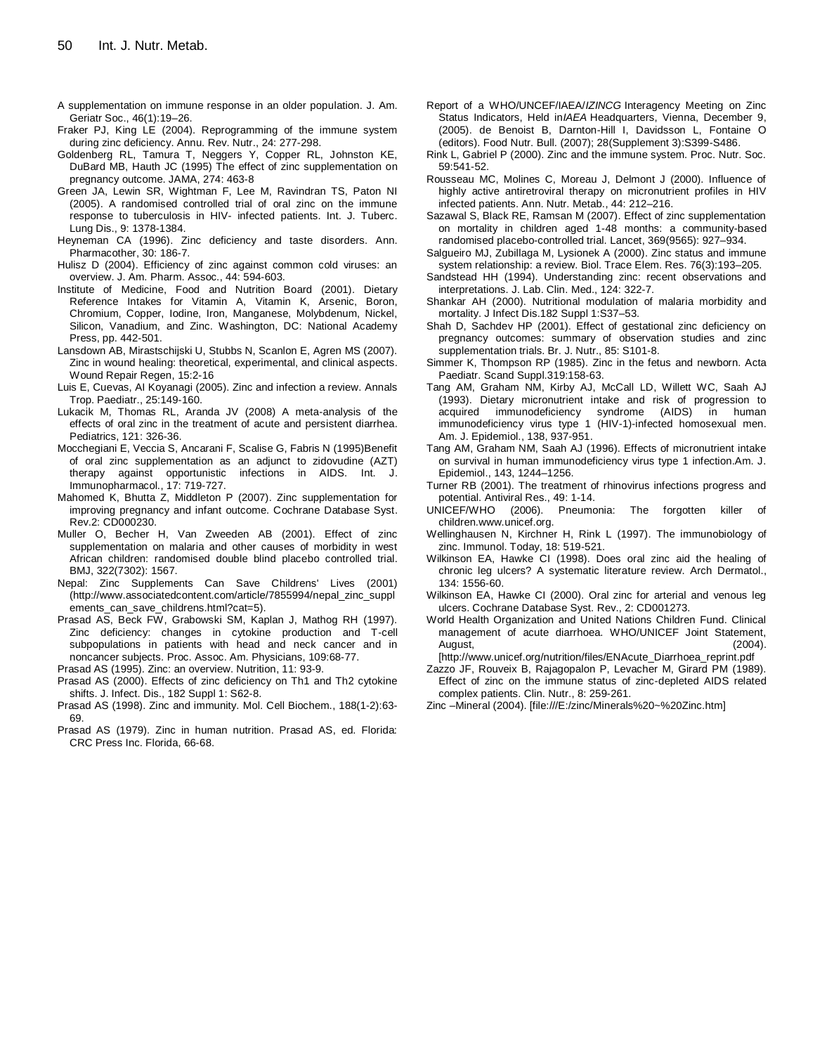A supplementation on immune response in an older population. J. Am. Geriatr Soc., 46(1):19–26.

Fraker PJ, King LE (2004). Reprogramming of the immune system during zinc deficiency. Annu. Rev. Nutr., 24: 277-298.

Goldenberg RL, Tamura T, Neggers Y, Copper RL, Johnston KE, DuBard MB, Hauth JC (1995) The effect of zinc supplementation on pregnancy outcome. JAMA, 274: 463-8

Green JA, Lewin SR, Wightman F, Lee M, Ravindran TS, Paton NI (2005). A randomised controlled trial of oral zinc on the immune response to tuberculosis in HIV- infected patients. Int. J. Tuberc. Lung Dis., 9: 1378-1384.

Heyneman CA (1996). Zinc deficiency and taste disorders. Ann. Pharmacother, 30: 186-7.

Hulisz D (2004). Efficiency of zinc against common cold viruses: an overview. J. Am. Pharm. Assoc., 44: 594-603.

Institute of Medicine, Food and Nutrition Board (2001). Dietary Reference Intakes for Vitamin A, Vitamin K, Arsenic, Boron, Chromium, Copper, Iodine, Iron, Manganese, Molybdenum, Nickel, Silicon, Vanadium, and Zinc. Washington, DC: National Academy Press, pp. 442-501.

Lansdown AB, Mirastschijski U, Stubbs N, Scanlon E, Agren MS (2007). Zinc in wound healing: theoretical, experimental, and clinical aspects. Wound Repair Regen, 15:2-16

Luis E, Cuevas, AI Koyanagi (2005). Zinc and infection a review. Annals Trop. Paediatr., 25:149-160.

Lukacik M, Thomas RL, Aranda JV (2008) A meta-analysis of the effects of oral zinc in the treatment of acute and persistent diarrhea. Pediatrics, 121: 326-36.

Mocchegiani E, Veccia S, Ancarani F, Scalise G, Fabris N (1995)Benefit of oral zinc supplementation as an adjunct to zidovudine (AZT) therapy against opportunistic infections in AIDS. Int. J. Immunopharmacol., 17: 719-727.

Mahomed K, Bhutta Z, Middleton P (2007). Zinc supplementation for improving pregnancy and infant outcome. Cochrane Database Syst. Rev.2: CD000230.

Muller O, Becher H, Van Zweeden AB (2001). Effect of zinc supplementation on malaria and other causes of morbidity in west African children: randomised double blind placebo controlled trial. BMJ, 322(7302): 1567.

Nepal: Zinc Supplements Can Save Childrens' Lives (2001) (http://www.associatedcontent.com/article/7855994/nepal_zinc_supplements_can_save_childrens.html?cat=5).

Prasad AS, Beck FW, Grabowski SM, Kaplan J, Mathog RH (1997). Zinc deficiency: changes in cytokine production and T-cell subpopulations in patients with head and neck cancer and in noncancer subjects. Proc. Assoc. Am. Physicians, 109:68-77.

Prasad AS (1995). Zinc: an overview. Nutrition, 11: 93-9.

Prasad AS (2000). Effects of zinc deficiency on Th1 and Th2 cytokine shifts. J. Infect. Dis., 182 Suppl 1: S62-8.

Prasad AS (1998). Zinc and immunity. Mol. Cell Biochem., 188(1-2):63-69.

Prasad AS (1979). Zinc in human nutrition. Prasad AS, ed. Florida: CRC Press Inc. Florida, 66-68.

Report of a WHO/UNCEF/IAEA/*IZINCG* Interagency Meeting on Zinc Status Indicators, Held in*IAEA* Headquarters, Vienna, December 9, (2005). de Benoist B, Darnton-Hill I, Davidsson L, Fontaine O (editors). Food Nutr. Bull. (2007); 28(Supplement 3):S399-S486.

Rink L, Gabriel P (2000). Zinc and the immune system. Proc. Nutr. Soc. 59:541-52.

Rousseau MC, Molines C, Moreau J, Delmont J (2000). Influence of highly active antiretroviral therapy on micronutrient profiles in HIV infected patients. Ann. Nutr. Metab., 44: 212–216.

Sazawal S, Black RE, Ramsan M (2007). Effect of zinc supplementation on mortality in children aged 1-48 months: a community-based randomised placebo-controlled trial. Lancet, 369(9565): 927–934.

Salgueiro MJ, Zubillaga M, Lysionek A (2000). Zinc status and immune system relationship: a review. Biol. Trace Elem. Res. 76(3):193–205.

Sandstead HH (1994). Understanding zinc: recent observations and interpretations. J. Lab. Clin. Med., 124: 322-7.

Shankar AH (2000). Nutritional modulation of malaria morbidity and mortality. J Infect Dis.182 Suppl 1:S37–53.

Shah D, Sachdev HP (2001). Effect of gestational zinc deficiency on pregnancy outcomes: summary of observation studies and zinc supplementation trials. Br. J. Nutr., 85: S101-8.

Simmer K, Thompson RP (1985). Zinc in the fetus and newborn. Acta Paediatr. Scand Suppl.319:158-63.

Tang AM, Graham NM, Kirby AJ, McCall LD, Willett WC, Saah AJ (1993). Dietary micronutrient intake and risk of progression to acquired immunodeficiency syndrome (AIDS) in human immunodeficiency virus type 1 (HIV-1)-infected homosexual men. Am. J. Epidemiol., 138, 937-951.

Tang AM, Graham NM, Saah AJ (1996). Effects of micronutrient intake on survival in human immunodeficiency virus type 1 infection.Am. J. Epidemiol., 143, 1244–1256.

Turner RB (2001). The treatment of rhinovirus infections progress and potential. Antiviral Res., 49: 1-14.

UNICEF/WHO (2006). Pneumonia: The forgotten killer of children.www.unicef.org.

Wellinghausen N, Kirchner H, Rink L (1997). The immunobiology of zinc. Immunol. Today, 18: 519-521.

Wilkinson EA, Hawke CI (1998). Does oral zinc aid the healing of chronic leg ulcers? A systematic literature review. Arch Dermatol., 134: 1556-60.

Wilkinson EA, Hawke CI (2000). Oral zinc for arterial and venous leg ulcers. Cochrane Database Syst. Rev., 2: CD001273.

World Health Organization and United Nations Children Fund. Clinical management of acute diarrhoea. WHO/UNICEF Joint Statement, August, (2004). [http://www.unicef.org/nutrition/files/ENAcute_Diarrhoea_reprint.pdf

Zazzo JF, Rouveix B, Rajagopalon P, Levacher M, Girard PM (1989). Effect of zinc on the immune status of zinc-depleted AIDS related complex patients. Clin. Nutr., 8: 259-261.

Zinc –Mineral (2004). [file:///E:/zinc/Minerals%20~%20Zinc.htm]